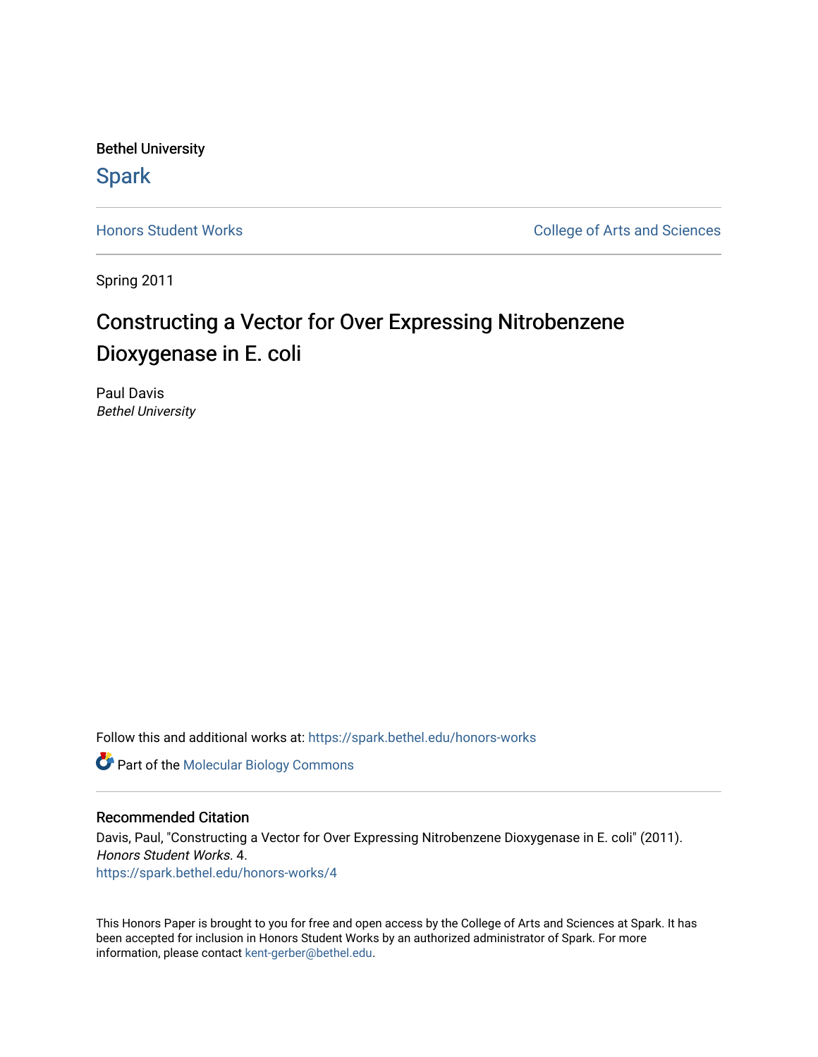Bethel University

Spark

Honors Student Works

College of Arts and Sciences

Spring 2011

# Constructing a Vector for Over Expressing Nitrobenzene Dioxygenase in E. coli

Paul Davis

*Bethel University*

Follow this and additional works at: https://spark.bethel.edu/honors-works

Part of the Molecular Biology Commons

## Recommended Citation

Davis, Paul, "Constructing a Vector for Over Expressing Nitrobenzene Dioxygenase in E. coli" (2011). *Honors Student Works*. 4.
https://spark.bethel.edu/honors-works/4

This Honors Paper is brought to you for free and open access by the College of Arts and Sciences at Spark. It has been accepted for inclusion in Honors Student Works by an authorized administrator of Spark. For more information, please contact kent-gerber@bethel.edu.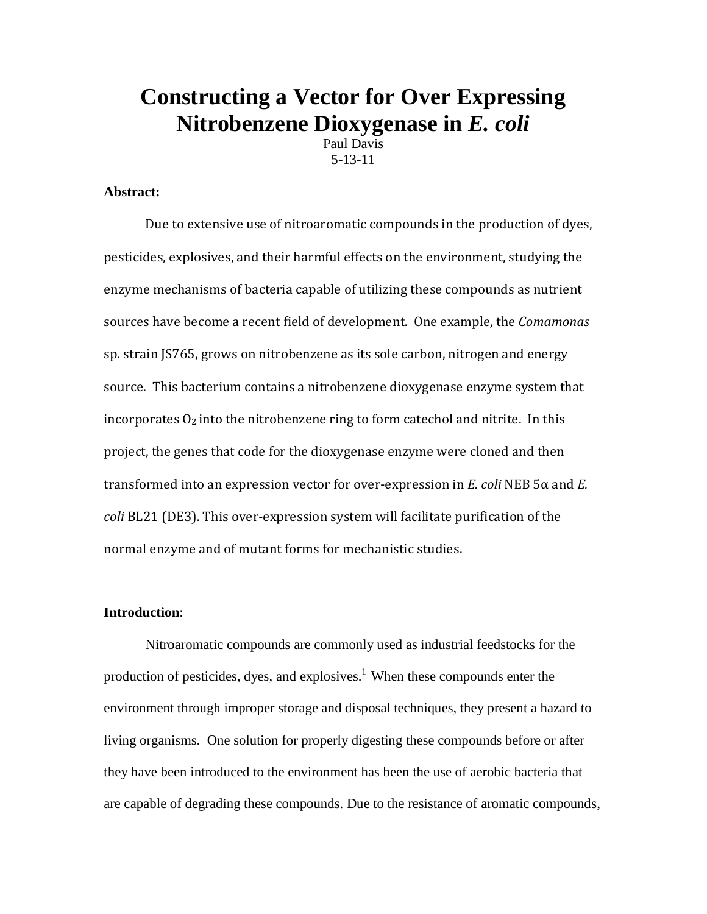# Constructing a Vector for Over Expressing Nitrobenzene Dioxygenase in *E. coli*

Paul Davis

5-13-11

**Abstract:**

Due to extensive use of nitroaromatic compounds in the production of dyes, pesticides, explosives, and their harmful effects on the environment, studying the enzyme mechanisms of bacteria capable of utilizing these compounds as nutrient sources have become a recent field of development. One example, the *Comamonas* sp. strain JS765, grows on nitrobenzene as its sole carbon, nitrogen and energy source. This bacterium contains a nitrobenzene dioxygenase enzyme system that incorporates $O_2$ into the nitrobenzene ring to form catechol and nitrite. In this project, the genes that code for the dioxygenase enzyme were cloned and then transformed into an expression vector for over-expression in *E. coli* NEB 5α and *E. coli* BL21 (DE3). This over-expression system will facilitate purification of the normal enzyme and of mutant forms for mechanistic studies.

**Introduction**:

Nitroaromatic compounds are commonly used as industrial feedstocks for the production of pesticides, dyes, and explosives.[1] When these compounds enter the environment through improper storage and disposal techniques, they present a hazard to living organisms. One solution for properly digesting these compounds before or after they have been introduced to the environment has been the use of aerobic bacteria that are capable of degrading these compounds. Due to the resistance of aromatic compounds,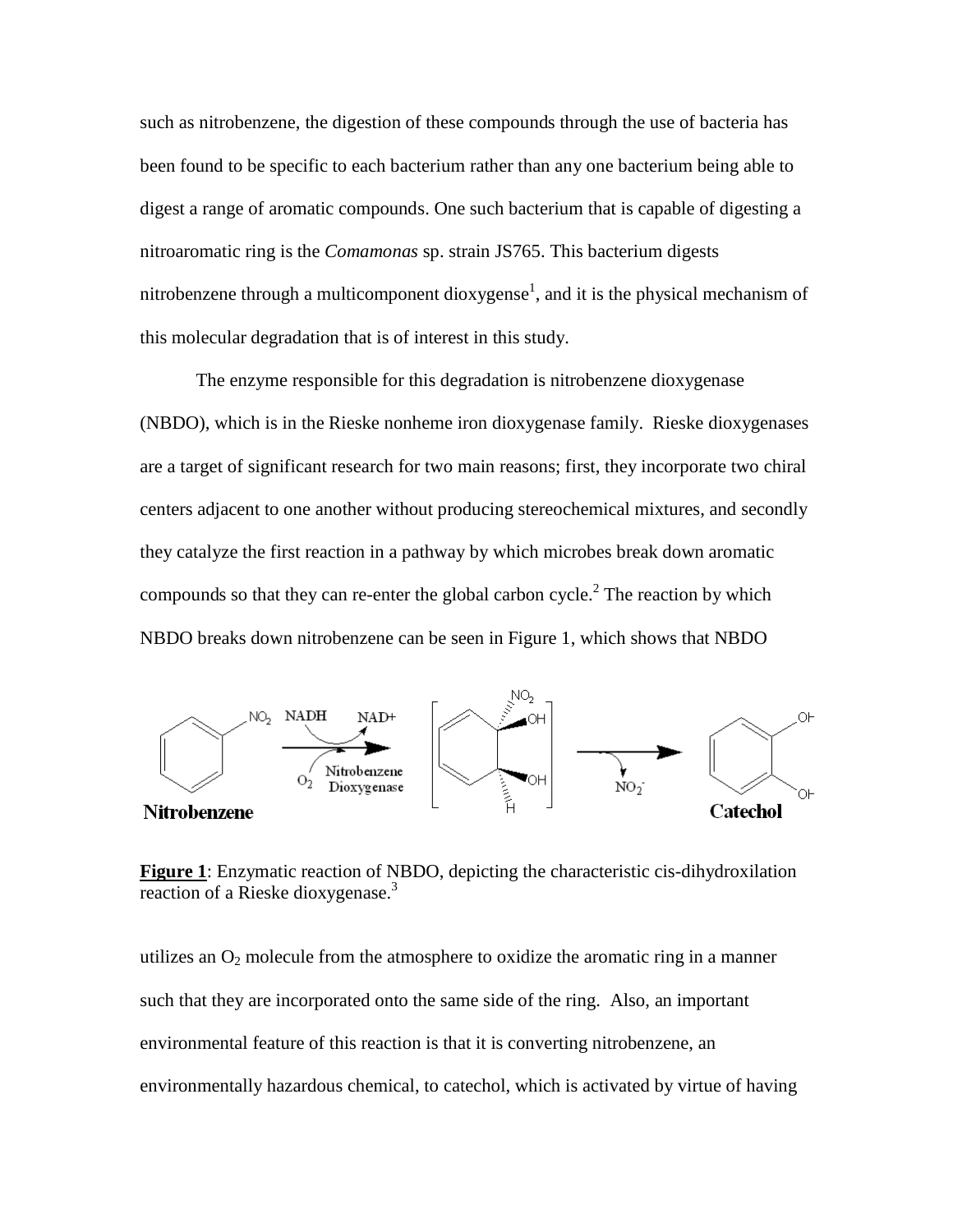such as nitrobenzene, the digestion of these compounds through the use of bacteria has been found to be specific to each bacterium rather than any one bacterium being able to digest a range of aromatic compounds. One such bacterium that is capable of digesting a nitroaromatic ring is the *Comamonas* sp. strain JS765. This bacterium digests nitrobenzene through a multicomponent dioxygense[1], and it is the physical mechanism of this molecular degradation that is of interest in this study.

The enzyme responsible for this degradation is nitrobenzene dioxygenase (NBDO), which is in the Rieske nonheme iron dioxygenase family. Rieske dioxygenases are a target of significant research for two main reasons; first, they incorporate two chiral centers adjacent to one another without producing stereochemical mixtures, and secondly they catalyze the first reaction in a pathway by which microbes break down aromatic compounds so that they can re-enter the global carbon cycle.[2] The reaction by which NBDO breaks down nitrobenzene can be seen in Figure 1, which shows that NBDO

**Figure 1**: Enzymatic reaction of NBDO, depicting the characteristic cis-dihydroxilation reaction of a Rieske dioxygenase.[3]

utilizes an $O_2$ molecule from the atmosphere to oxidize the aromatic ring in a manner such that they are incorporated onto the same side of the ring. Also, an important environmental feature of this reaction is that it is converting nitrobenzene, an environmentally hazardous chemical, to catechol, which is activated by virtue of having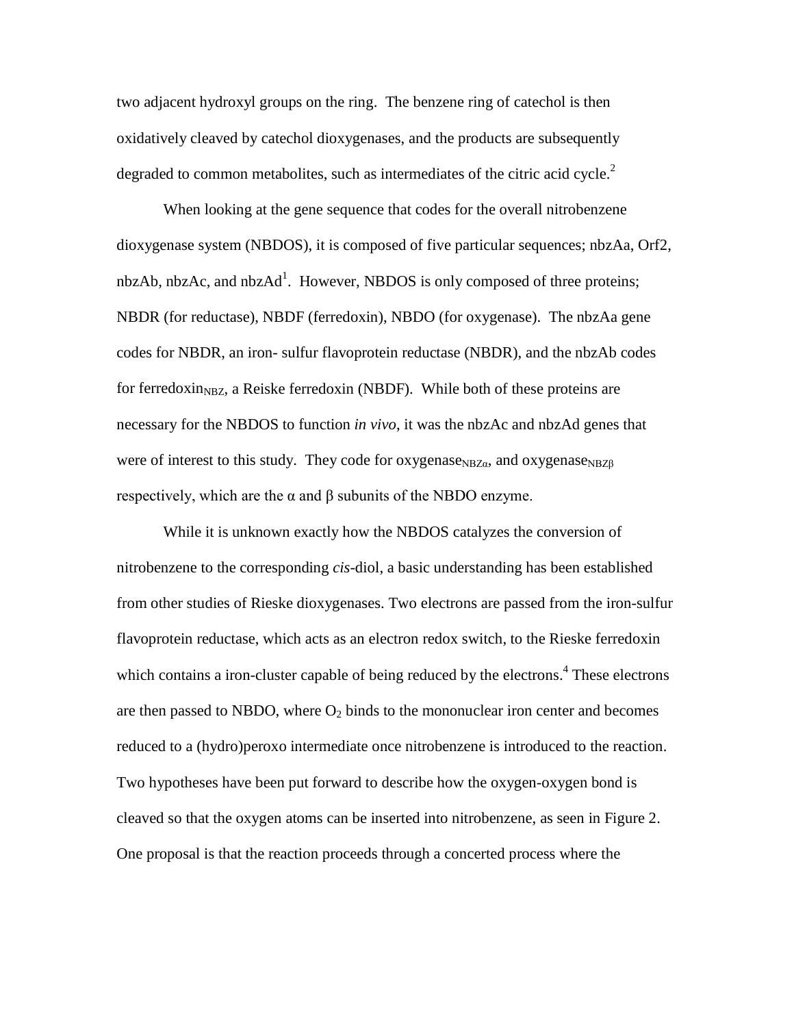two adjacent hydroxyl groups on the ring. The benzene ring of catechol is then oxidatively cleaved by catechol dioxygenases, and the products are subsequently degraded to common metabolites, such as intermediates of the citric acid cycle.[2]

When looking at the gene sequence that codes for the overall nitrobenzene dioxygenase system (NBDOS), it is composed of five particular sequences; nbzAa, Orf2, nbzAb, nbzAc, and nbzAd[1]. However, NBDOS is only composed of three proteins; NBDR (for reductase), NBDF (ferredoxin), NBDO (for oxygenase). The nbzAa gene codes for NBDR, an iron- sulfur flavoprotein reductase (NBDR), and the nbzAb codes for ferredoxin$_{NBZ}$, a Reiske ferredoxin (NBDF). While both of these proteins are necessary for the NBDOS to function *in vivo*, it was the nbzAc and nbzAd genes that were of interest to this study. They code for oxygenase$_{NBZ\alpha}$, and oxygenase$_{NBZ\beta}$ respectively, which are the α and β subunits of the NBDO enzyme.

While it is unknown exactly how the NBDOS catalyzes the conversion of nitrobenzene to the corresponding *cis*-diol, a basic understanding has been established from other studies of Rieske dioxygenases. Two electrons are passed from the iron-sulfur flavoprotein reductase, which acts as an electron redox switch, to the Rieske ferredoxin which contains a iron-cluster capable of being reduced by the electrons.[4] These electrons are then passed to NBDO, where $O_2$ binds to the mononuclear iron center and becomes reduced to a (hydro)peroxo intermediate once nitrobenzene is introduced to the reaction. Two hypotheses have been put forward to describe how the oxygen-oxygen bond is cleaved so that the oxygen atoms can be inserted into nitrobenzene, as seen in Figure 2. One proposal is that the reaction proceeds through a concerted process where the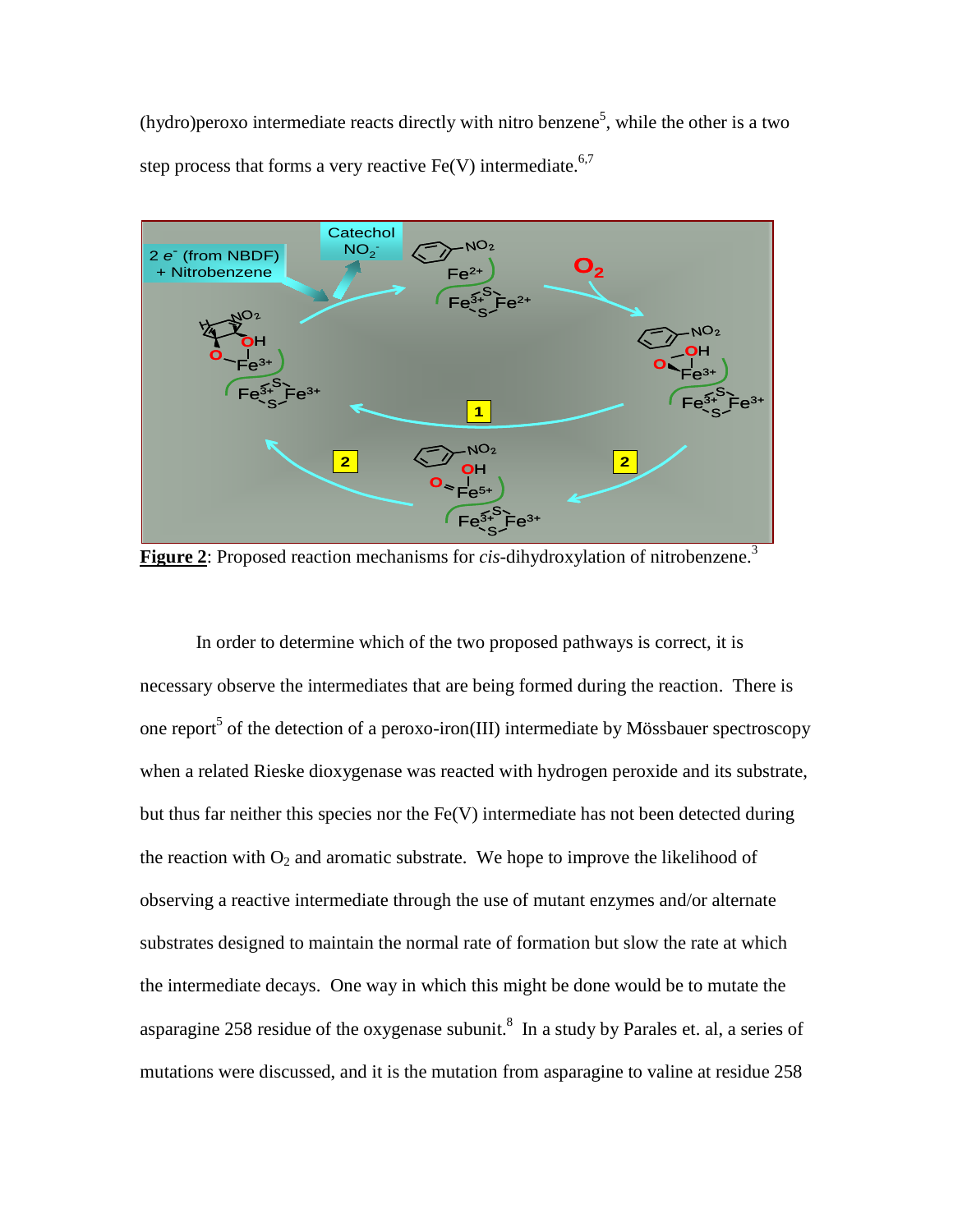(hydro)peroxo intermediate reacts directly with nitro benzene[5], while the other is a two step process that forms a very reactive Fe(V) intermediate.[6,7]

**Figure 2**: Proposed reaction mechanisms for *cis*-dihydroxylation of nitrobenzene.[3]

In order to determine which of the two proposed pathways is correct, it is necessary observe the intermediates that are being formed during the reaction. There is one report[5] of the detection of a peroxo-iron(III) intermediate by Mössbauer spectroscopy when a related Rieske dioxygenase was reacted with hydrogen peroxide and its substrate, but thus far neither this species nor the Fe(V) intermediate has not been detected during the reaction with $O_2$ and aromatic substrate. We hope to improve the likelihood of observing a reactive intermediate through the use of mutant enzymes and/or alternate substrates designed to maintain the normal rate of formation but slow the rate at which the intermediate decays. One way in which this might be done would be to mutate the asparagine 258 residue of the oxygenase subunit.[8] In a study by Parales et. al, a series of mutations were discussed, and it is the mutation from asparagine to valine at residue 258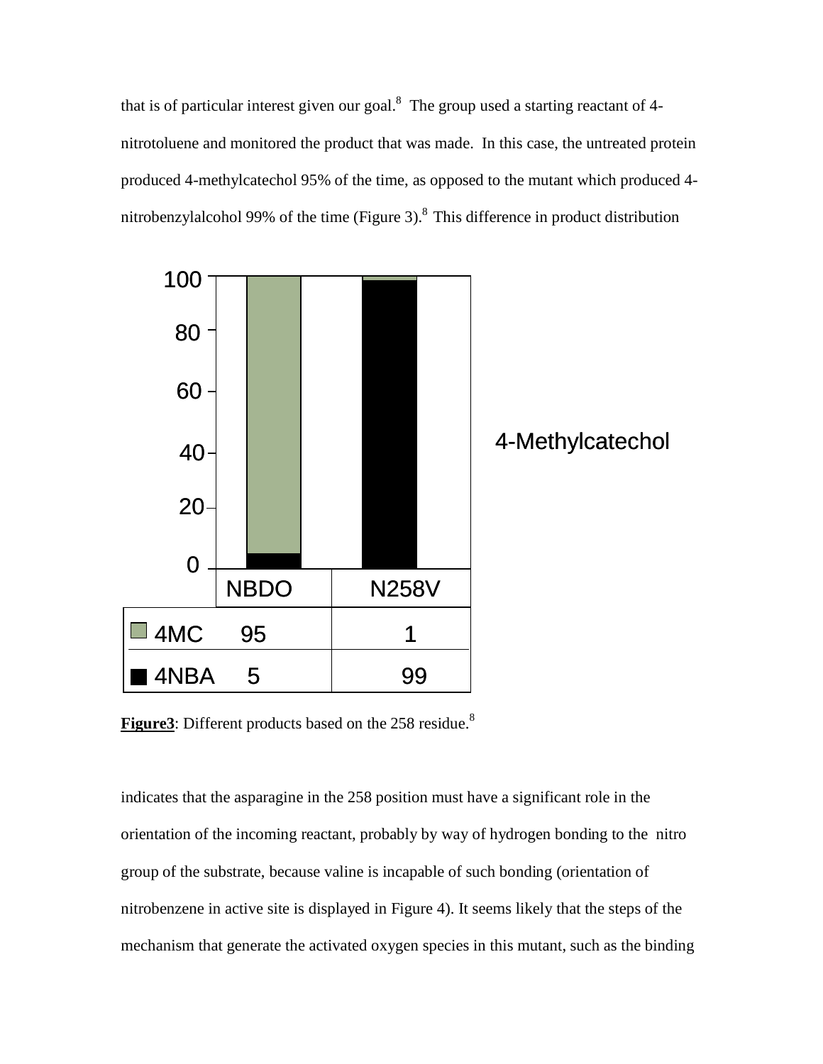that is of particular interest given our goal.[8] The group used a starting reactant of 4-nitrotoluene and monitored the product that was made. In this case, the untreated protein produced 4-methylcatechol 95% of the time, as opposed to the mutant which produced 4-nitrobenzylalcohol 99% of the time (Figure 3).[8] This difference in product distribution

|  | NBDO | N258V |
|---|---|---|
| 4MC | 95 | 1 |
| 4NBA | 5 | 99 |

**Figure3**: Different products based on the 258 residue.[8]

indicates that the asparagine in the 258 position must have a significant role in the orientation of the incoming reactant, probably by way of hydrogen bonding to the nitro group of the substrate, because valine is incapable of such bonding (orientation of nitrobenzene in active site is displayed in Figure 4). It seems likely that the steps of the mechanism that generate the activated oxygen species in this mutant, such as the binding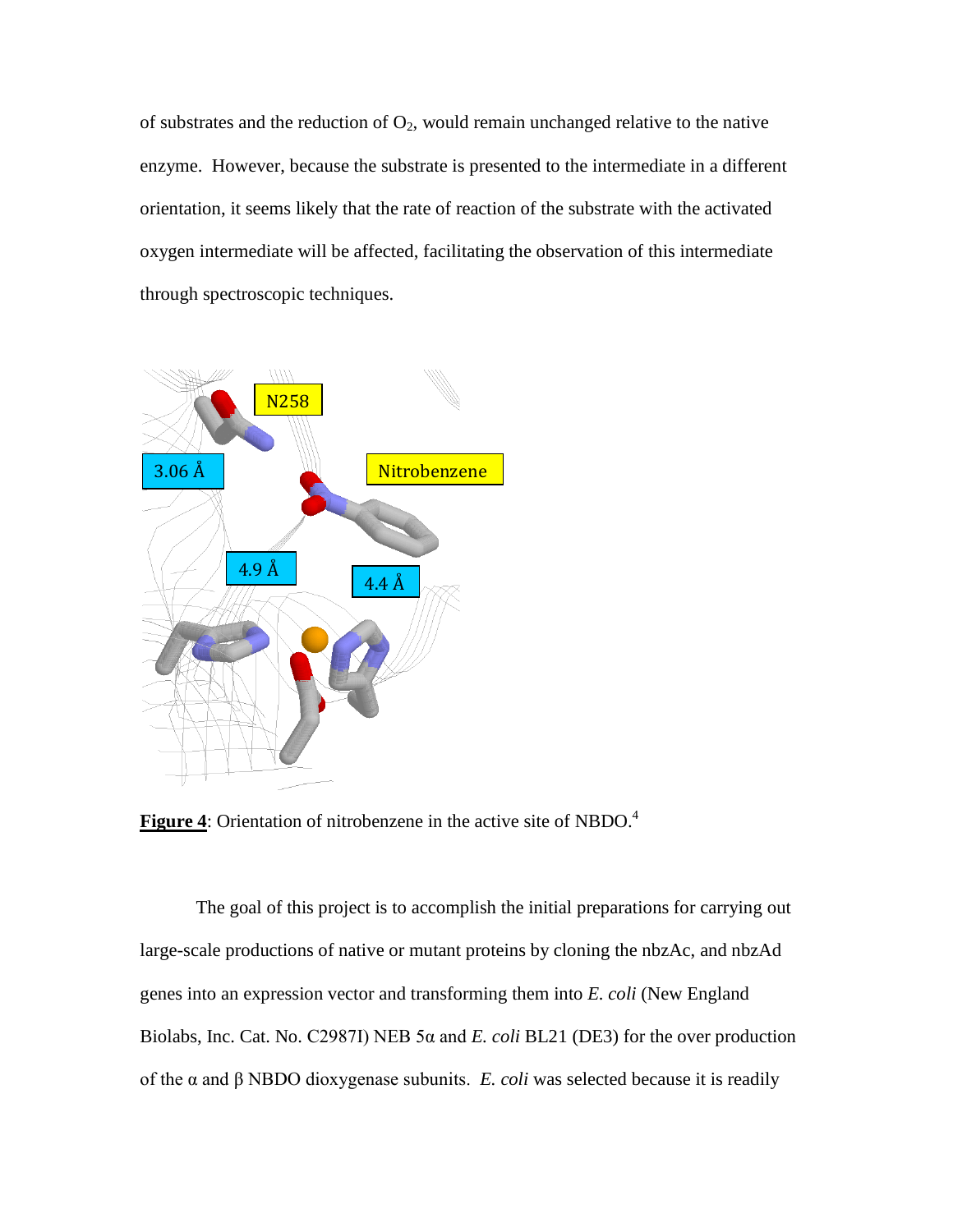of substrates and the reduction of $O_2$, would remain unchanged relative to the native enzyme. However, because the substrate is presented to the intermediate in a different orientation, it seems likely that the rate of reaction of the substrate with the activated oxygen intermediate will be affected, facilitating the observation of this intermediate through spectroscopic techniques.

**Figure 4**: Orientation of nitrobenzene in the active site of NBDO.[4]

The goal of this project is to accomplish the initial preparations for carrying out large-scale productions of native or mutant proteins by cloning the nbzAc, and nbzAd genes into an expression vector and transforming them into *E. coli* (New England Biolabs, Inc. Cat. No. C2987I) NEB 5α and *E. coli* BL21 (DE3) for the over production of the α and β NBDO dioxygenase subunits. *E. coli* was selected because it is readily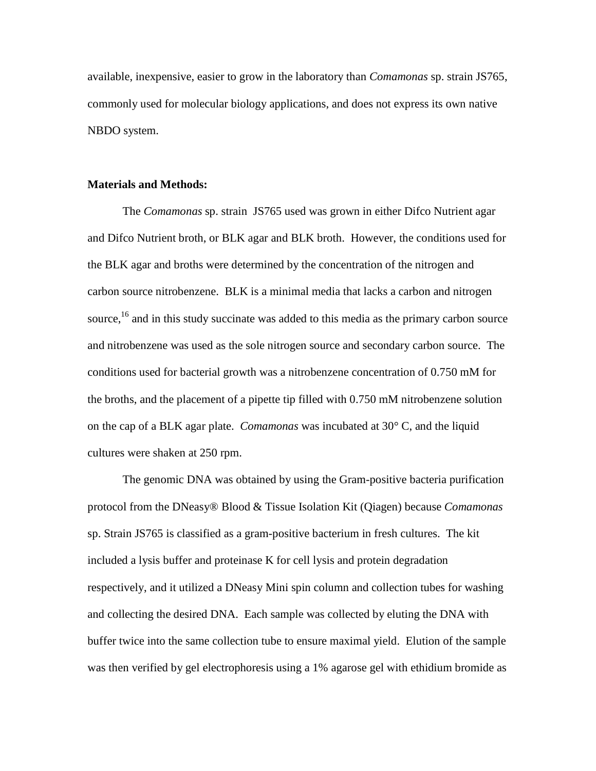available, inexpensive, easier to grow in the laboratory than *Comamonas* sp. strain JS765, commonly used for molecular biology applications, and does not express its own native NBDO system.

**Materials and Methods:**

The *Comamonas* sp. strain JS765 used was grown in either Difco Nutrient agar and Difco Nutrient broth, or BLK agar and BLK broth. However, the conditions used for the BLK agar and broths were determined by the concentration of the nitrogen and carbon source nitrobenzene. BLK is a minimal media that lacks a carbon and nitrogen source,[16] and in this study succinate was added to this media as the primary carbon source and nitrobenzene was used as the sole nitrogen source and secondary carbon source. The conditions used for bacterial growth was a nitrobenzene concentration of 0.750 mM for the broths, and the placement of a pipette tip filled with 0.750 mM nitrobenzene solution on the cap of a BLK agar plate. *Comamonas* was incubated at 30° C, and the liquid cultures were shaken at 250 rpm.

The genomic DNA was obtained by using the Gram-positive bacteria purification protocol from the DNeasy® Blood & Tissue Isolation Kit (Qiagen) because *Comamonas* sp. Strain JS765 is classified as a gram-positive bacterium in fresh cultures. The kit included a lysis buffer and proteinase K for cell lysis and protein degradation respectively, and it utilized a DNeasy Mini spin column and collection tubes for washing and collecting the desired DNA. Each sample was collected by eluting the DNA with buffer twice into the same collection tube to ensure maximal yield. Elution of the sample was then verified by gel electrophoresis using a 1% agarose gel with ethidium bromide as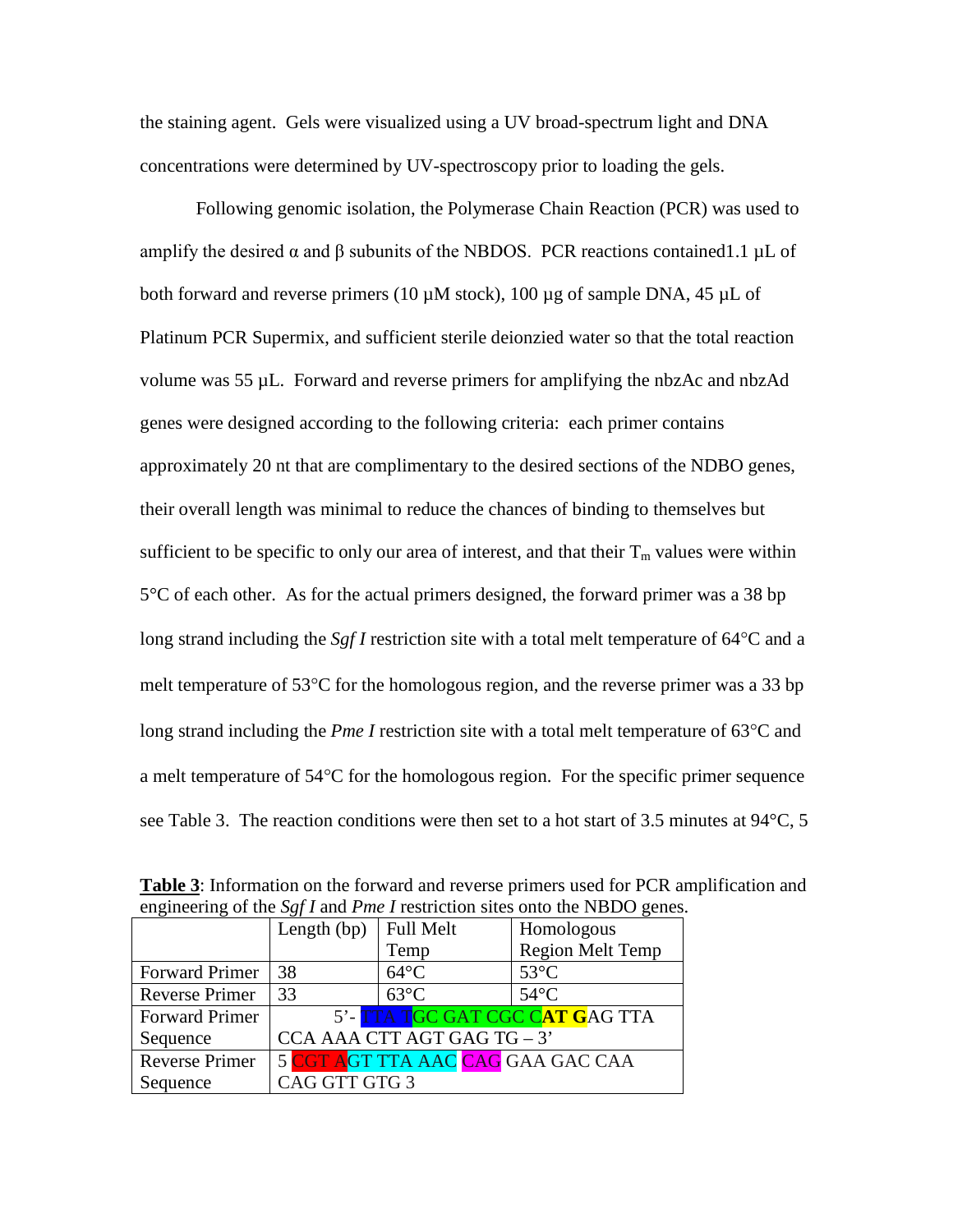the staining agent. Gels were visualized using a UV broad-spectrum light and DNA concentrations were determined by UV-spectroscopy prior to loading the gels.

Following genomic isolation, the Polymerase Chain Reaction (PCR) was used to amplify the desired α and β subunits of the NBDOS. PCR reactions contained1.1 µL of both forward and reverse primers (10 µM stock), 100 µg of sample DNA, 45 µL of Platinum PCR Supermix, and sufficient sterile deionzied water so that the total reaction volume was 55 µL. Forward and reverse primers for amplifying the nbzAc and nbzAd genes were designed according to the following criteria: each primer contains approximately 20 nt that are complimentary to the desired sections of the NDBO genes, their overall length was minimal to reduce the chances of binding to themselves but sufficient to be specific to only our area of interest, and that their $T_m$ values were within 5°C of each other. As for the actual primers designed, the forward primer was a 38 bp long strand including the *Sgf I* restriction site with a total melt temperature of 64°C and a melt temperature of 53°C for the homologous region, and the reverse primer was a 33 bp long strand including the *Pme I* restriction site with a total melt temperature of 63°C and a melt temperature of 54°C for the homologous region. For the specific primer sequence see Table 3. The reaction conditions were then set to a hot start of 3.5 minutes at 94°C, 5

**Table 3**: Information on the forward and reverse primers used for PCR amplification and engineering of the *Sgf I* and *Pme I* restriction sites onto the NBDO genes.

| | Length (bp) | Full Melt Temp | Homologous Region Melt Temp |
|---|---|---|---|
| Forward Primer | 38 | 64°C | 53°C |
| Reverse Primer | 33 | 63°C | 54°C |
| Forward Primer Sequence | 5'- TTA TGC GAT CGC C**AT G**AG TTA CCA AAA CTT AGT GAG TG – 3' | | |
| Reverse Primer Sequence | 5 CGT AGT TTA AAC CAG GAA GAC CAA CAG GTT GTG 3 | | |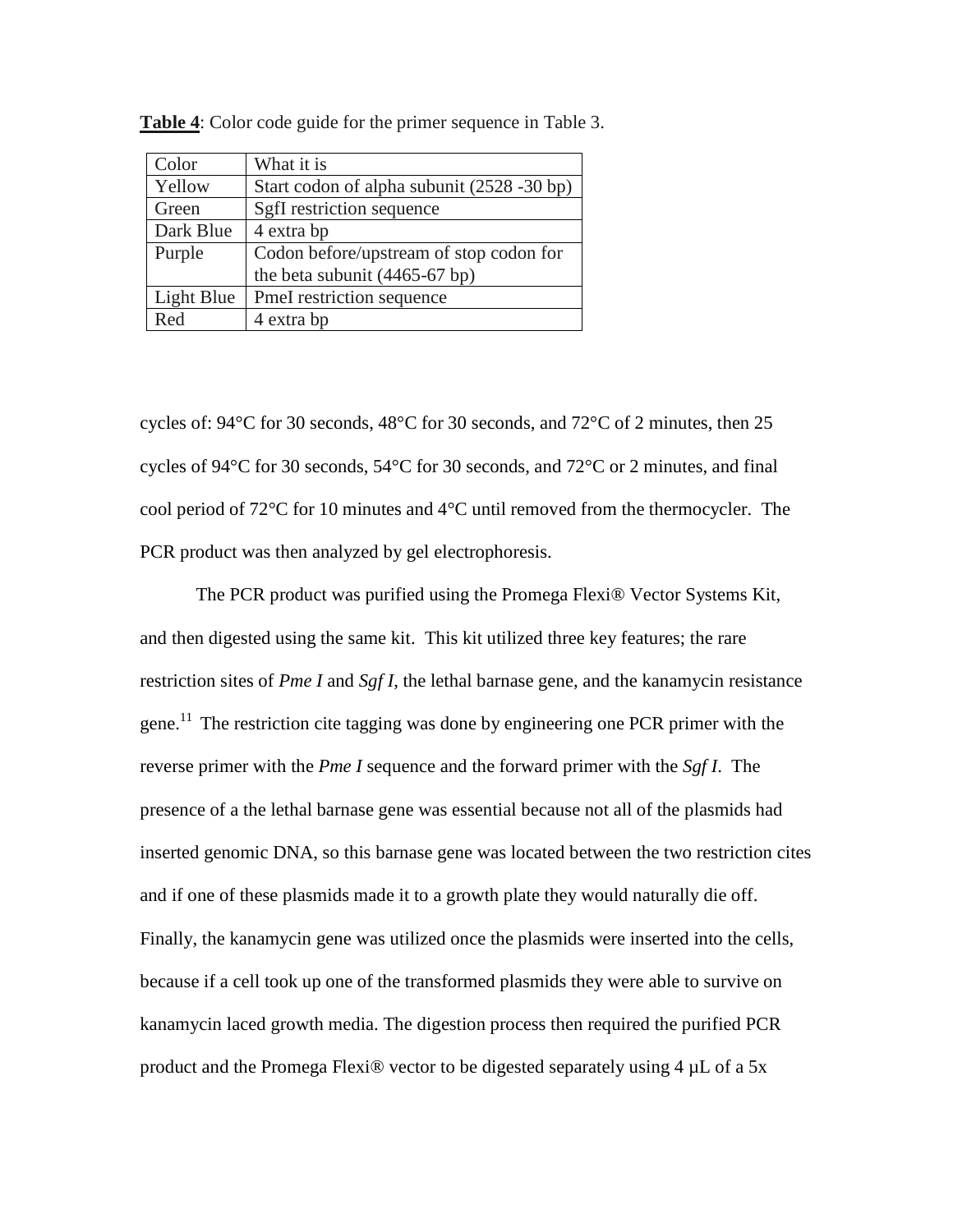**Table 4**: Color code guide for the primer sequence in Table 3.

| Color | What it is |
| --- | --- |
| Yellow | Start codon of alpha subunit (2528 -30 bp) |
| Green | SgfI restriction sequence |
| Dark Blue | 4 extra bp |
| Purple | Codon before/upstream of stop codon for the beta subunit (4465-67 bp) |
| Light Blue | PmeI restriction sequence |
| Red | 4 extra bp |

cycles of: 94°C for 30 seconds, 48°C for 30 seconds, and 72°C of 2 minutes, then 25 cycles of 94°C for 30 seconds, 54°C for 30 seconds, and 72°C or 2 minutes, and final cool period of 72°C for 10 minutes and 4°C until removed from the thermocycler. The PCR product was then analyzed by gel electrophoresis.

The PCR product was purified using the Promega Flexi® Vector Systems Kit, and then digested using the same kit. This kit utilized three key features; the rare restriction sites of *Pme I* and *Sgf I*, the lethal barnase gene, and the kanamycin resistance gene.[11] The restriction cite tagging was done by engineering one PCR primer with the reverse primer with the *Pme I* sequence and the forward primer with the *Sgf I*. The presence of a the lethal barnase gene was essential because not all of the plasmids had inserted genomic DNA, so this barnase gene was located between the two restriction cites and if one of these plasmids made it to a growth plate they would naturally die off. Finally, the kanamycin gene was utilized once the plasmids were inserted into the cells, because if a cell took up one of the transformed plasmids they were able to survive on kanamycin laced growth media. The digestion process then required the purified PCR product and the Promega Flexi® vector to be digested separately using 4 µL of a 5x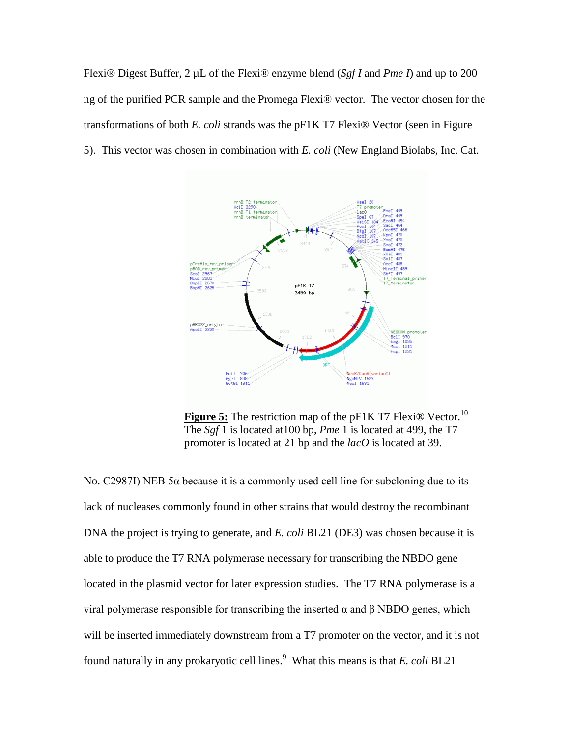Flexi® Digest Buffer, 2 µL of the Flexi® enzyme blend (*Sgf I* and *Pme I*) and up to 200 ng of the purified PCR sample and the Promega Flexi® vector. The vector chosen for the transformations of both *E. coli* strands was the pF1K T7 Flexi® Vector (seen in Figure 5). This vector was chosen in combination with *E. coli* (New England Biolabs, Inc. Cat.

**Figure 5:** The restriction map of the pF1K T7 Flexi® Vector.[10] The *Sgf* 1 is located at100 bp, *Pme* 1 is located at 499, the T7 promoter is located at 21 bp and the *lacO* is located at 39.

No. C2987I) NEB 5α because it is a commonly used cell line for subcloning due to its lack of nucleases commonly found in other strains that would destroy the recombinant DNA the project is trying to generate, and *E. coli* BL21 (DE3) was chosen because it is able to produce the T7 RNA polymerase necessary for transcribing the NBDO gene located in the plasmid vector for later expression studies. The T7 RNA polymerase is a viral polymerase responsible for transcribing the inserted α and β NBDO genes, which will be inserted immediately downstream from a T7 promoter on the vector, and it is not found naturally in any prokaryotic cell lines.[9] What this means is that *E. coli* BL21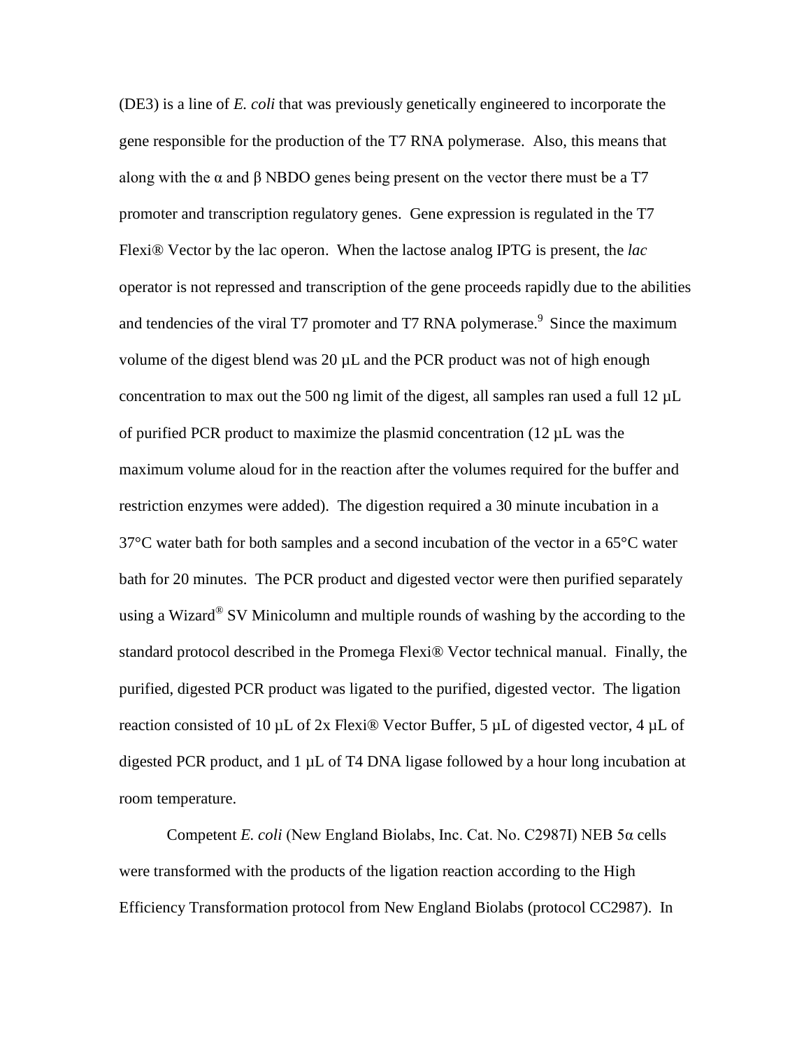(DE3) is a line of *E. coli* that was previously genetically engineered to incorporate the gene responsible for the production of the T7 RNA polymerase. Also, this means that along with the α and β NBDO genes being present on the vector there must be a T7 promoter and transcription regulatory genes. Gene expression is regulated in the T7 Flexi® Vector by the lac operon. When the lactose analog IPTG is present, the *lac* operator is not repressed and transcription of the gene proceeds rapidly due to the abilities and tendencies of the viral T7 promoter and T7 RNA polymerase.[9] Since the maximum volume of the digest blend was 20 µL and the PCR product was not of high enough concentration to max out the 500 ng limit of the digest, all samples ran used a full 12 µL of purified PCR product to maximize the plasmid concentration (12 µL was the maximum volume aloud for in the reaction after the volumes required for the buffer and restriction enzymes were added). The digestion required a 30 minute incubation in a 37°C water bath for both samples and a second incubation of the vector in a 65°C water bath for 20 minutes. The PCR product and digested vector were then purified separately using a Wizard® SV Minicolumn and multiple rounds of washing by the according to the standard protocol described in the Promega Flexi® Vector technical manual. Finally, the purified, digested PCR product was ligated to the purified, digested vector. The ligation reaction consisted of 10 µL of 2x Flexi® Vector Buffer, 5 µL of digested vector, 4 µL of digested PCR product, and 1 µL of T4 DNA ligase followed by a hour long incubation at room temperature.

Competent *E. coli* (New England Biolabs, Inc. Cat. No. C2987I) NEB 5α cells were transformed with the products of the ligation reaction according to the High Efficiency Transformation protocol from New England Biolabs (protocol CC2987). In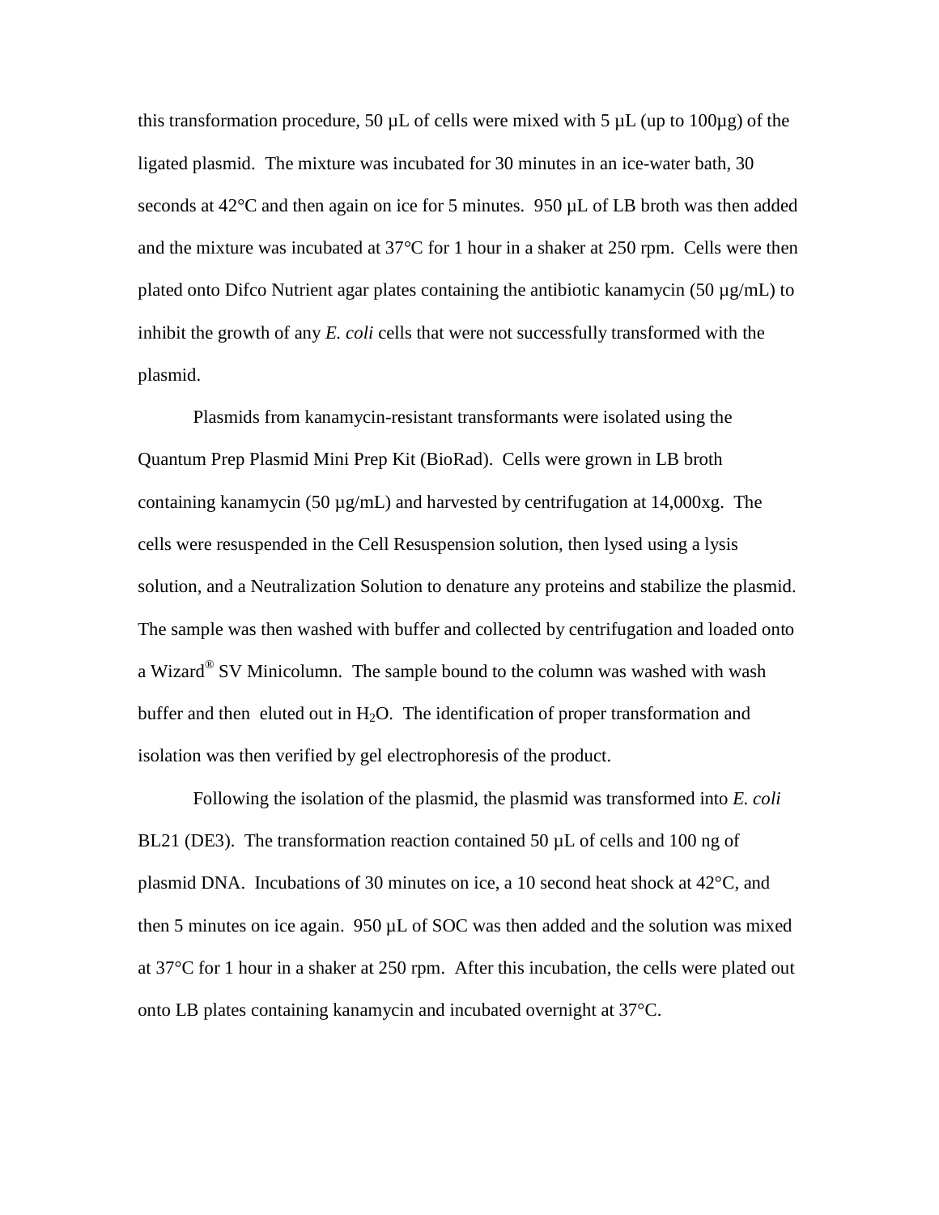this transformation procedure, 50 µL of cells were mixed with 5 µL (up to 100µg) of the ligated plasmid. The mixture was incubated for 30 minutes in an ice-water bath, 30 seconds at 42°C and then again on ice for 5 minutes. 950 µL of LB broth was then added and the mixture was incubated at 37°C for 1 hour in a shaker at 250 rpm. Cells were then plated onto Difco Nutrient agar plates containing the antibiotic kanamycin (50 µg/mL) to inhibit the growth of any *E. coli* cells that were not successfully transformed with the plasmid.

Plasmids from kanamycin-resistant transformants were isolated using the Quantum Prep Plasmid Mini Prep Kit (BioRad). Cells were grown in LB broth containing kanamycin (50 µg/mL) and harvested by centrifugation at 14,000xg. The cells were resuspended in the Cell Resuspension solution, then lysed using a lysis solution, and a Neutralization Solution to denature any proteins and stabilize the plasmid. The sample was then washed with buffer and collected by centrifugation and loaded onto a Wizard® SV Minicolumn. The sample bound to the column was washed with wash buffer and then eluted out in $H_2O$. The identification of proper transformation and isolation was then verified by gel electrophoresis of the product.

Following the isolation of the plasmid, the plasmid was transformed into *E. coli* BL21 (DE3). The transformation reaction contained 50 µL of cells and 100 ng of plasmid DNA. Incubations of 30 minutes on ice, a 10 second heat shock at 42°C, and then 5 minutes on ice again. 950 µL of SOC was then added and the solution was mixed at 37°C for 1 hour in a shaker at 250 rpm. After this incubation, the cells were plated out onto LB plates containing kanamycin and incubated overnight at 37°C.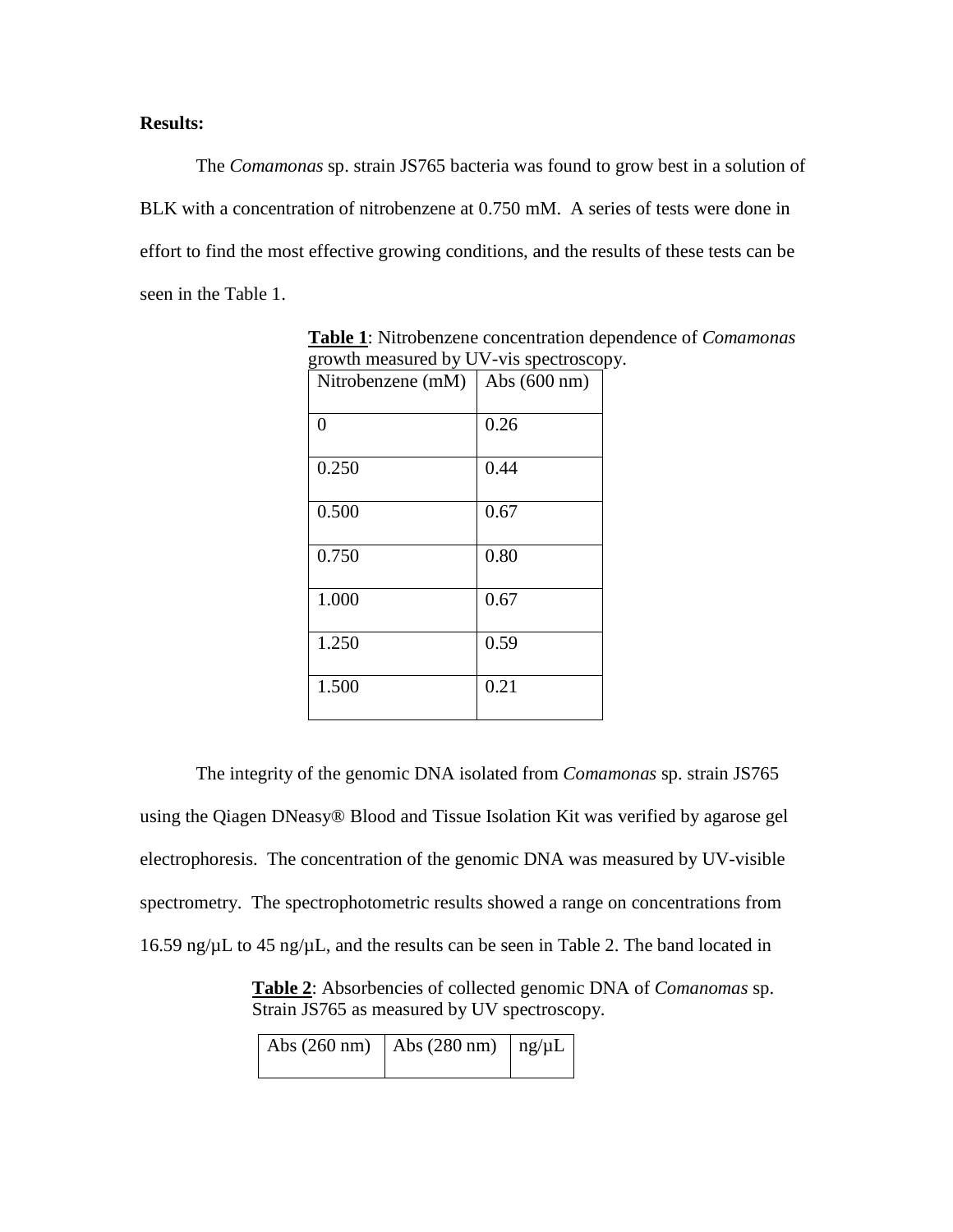**Results:**

The *Comamonas* sp. strain JS765 bacteria was found to grow best in a solution of BLK with a concentration of nitrobenzene at 0.750 mM. A series of tests were done in effort to find the most effective growing conditions, and the results of these tests can be seen in the Table 1.

**Table 1**: Nitrobenzene concentration dependence of *Comamonas* growth measured by UV-vis spectroscopy.

| Nitrobenzene (mM) | Abs (600 nm) |
|---|---|
| 0 | 0.26 |
| 0.250 | 0.44 |
| 0.500 | 0.67 |
| 0.750 | 0.80 |
| 1.000 | 0.67 |
| 1.250 | 0.59 |
| 1.500 | 0.21 |

The integrity of the genomic DNA isolated from *Comamonas* sp. strain JS765 using the Qiagen DNeasy® Blood and Tissue Isolation Kit was verified by agarose gel electrophoresis. The concentration of the genomic DNA was measured by UV-visible spectrometry. The spectrophotometric results showed a range on concentrations from 16.59 ng/µL to 45 ng/µL, and the results can be seen in Table 2. The band located in

**Table 2**: Absorbencies of collected genomic DNA of *Comanomas* sp. Strain JS765 as measured by UV spectroscopy.

| Abs (260 nm) | Abs (280 nm) | ng/µL |
|---|---|---|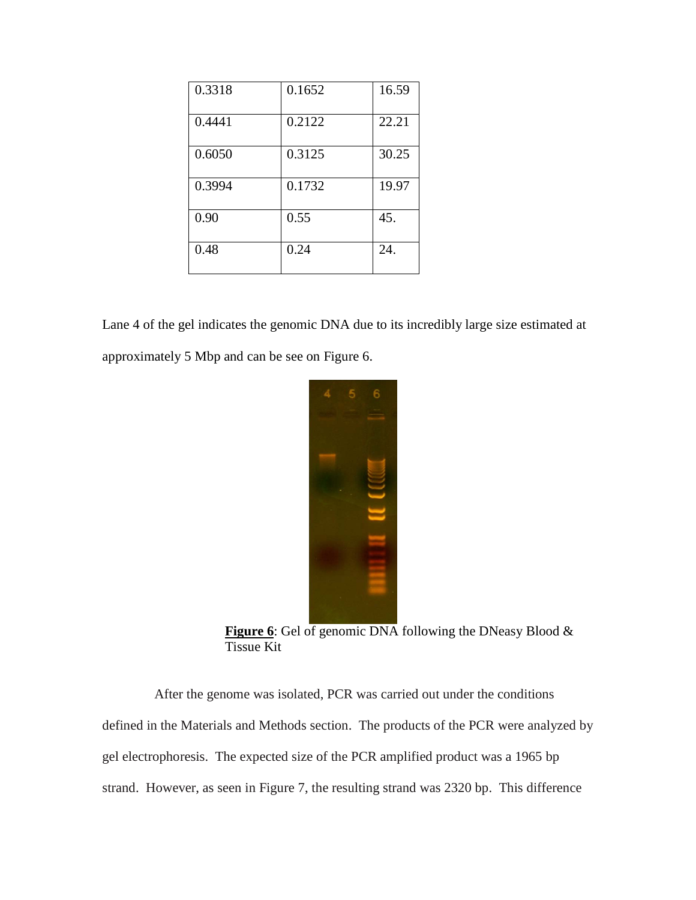| | | |
|---|---|---|
| 0.3318 | 0.1652 | 16.59 |
| 0.4441 | 0.2122 | 22.21 |
| 0.6050 | 0.3125 | 30.25 |
| 0.3994 | 0.1732 | 19.97 |
| 0.90 | 0.55 | 45. |
| 0.48 | 0.24 | 24. |

Lane 4 of the gel indicates the genomic DNA due to its incredibly large size estimated at approximately 5 Mbp and can be see on Figure 6.

**Figure 6**: Gel of genomic DNA following the DNeasy Blood & Tissue Kit

After the genome was isolated, PCR was carried out under the conditions defined in the Materials and Methods section. The products of the PCR were analyzed by gel electrophoresis. The expected size of the PCR amplified product was a 1965 bp strand. However, as seen in Figure 7, the resulting strand was 2320 bp. This difference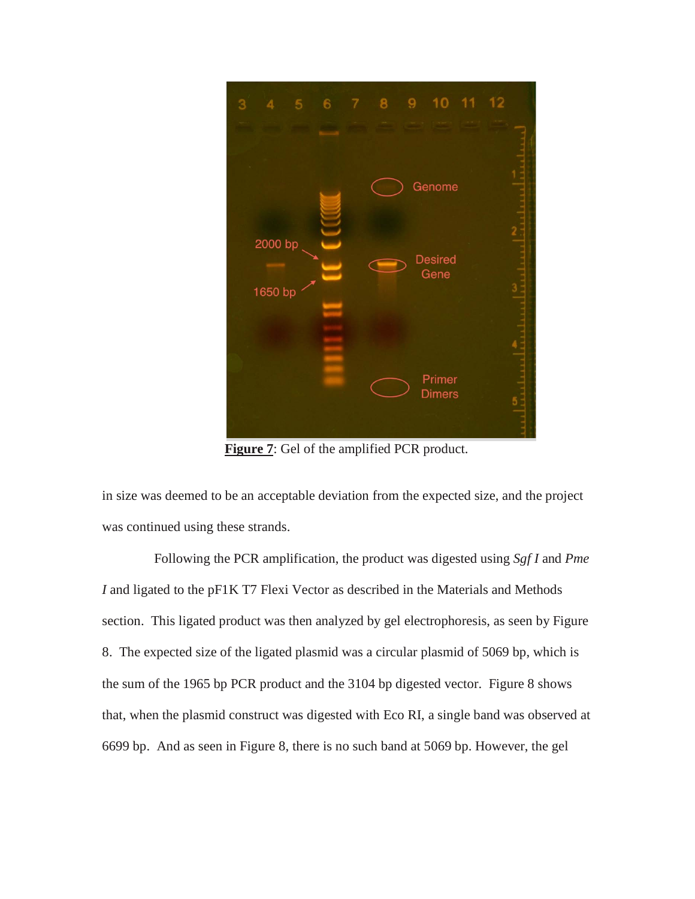**Figure 7**: Gel of the amplified PCR product.

in size was deemed to be an acceptable deviation from the expected size, and the project was continued using these strands.

Following the PCR amplification, the product was digested using *Sgf I* and *Pme I* and ligated to the pF1K T7 Flexi Vector as described in the Materials and Methods section. This ligated product was then analyzed by gel electrophoresis, as seen by Figure 8. The expected size of the ligated plasmid was a circular plasmid of 5069 bp, which is the sum of the 1965 bp PCR product and the 3104 bp digested vector. Figure 8 shows that, when the plasmid construct was digested with Eco RI, a single band was observed at 6699 bp. And as seen in Figure 8, there is no such band at 5069 bp. However, the gel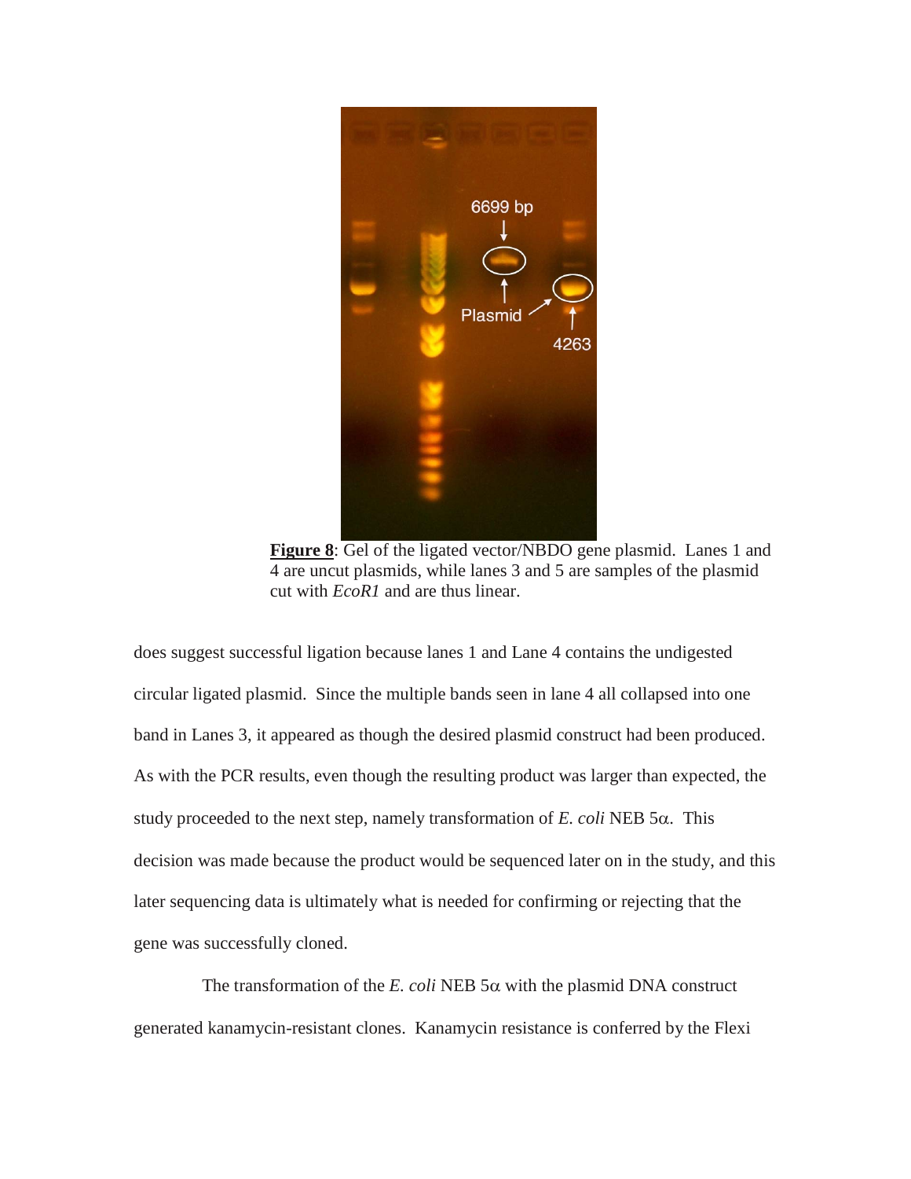**Figure 8**: Gel of the ligated vector/NBDO gene plasmid. Lanes 1 and 4 are uncut plasmids, while lanes 3 and 5 are samples of the plasmid cut with *EcoR1* and are thus linear.

does suggest successful ligation because lanes 1 and Lane 4 contains the undigested circular ligated plasmid. Since the multiple bands seen in lane 4 all collapsed into one band in Lanes 3, it appeared as though the desired plasmid construct had been produced. As with the PCR results, even though the resulting product was larger than expected, the study proceeded to the next step, namely transformation of *E. coli* NEB 5α. This decision was made because the product would be sequenced later on in the study, and this later sequencing data is ultimately what is needed for confirming or rejecting that the gene was successfully cloned.

The transformation of the *E. coli* NEB 5α with the plasmid DNA construct generated kanamycin-resistant clones. Kanamycin resistance is conferred by the Flexi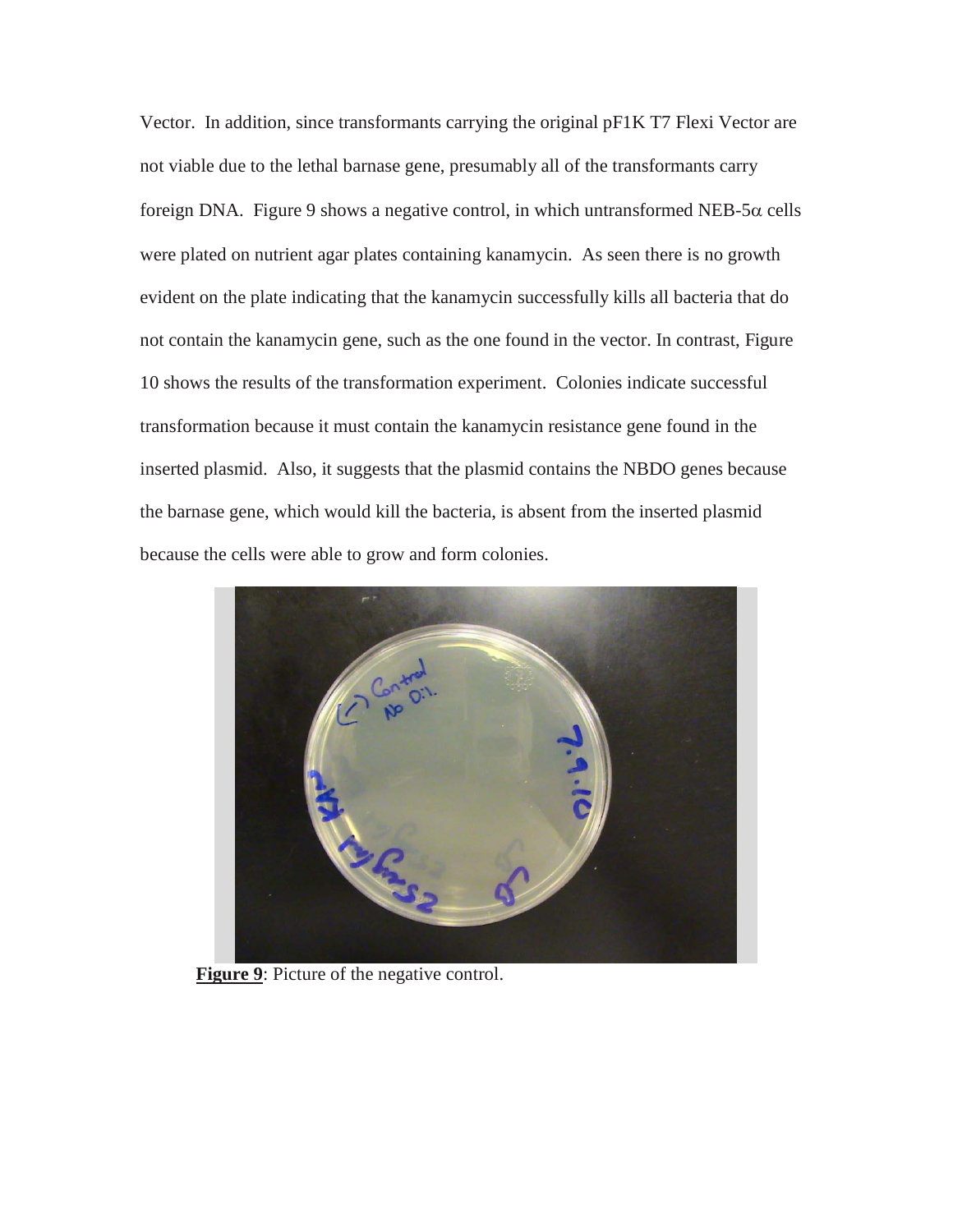Vector. In addition, since transformants carrying the original pF1K T7 Flexi Vector are not viable due to the lethal barnase gene, presumably all of the transformants carry foreign DNA. Figure 9 shows a negative control, in which untransformed NEB-5$\alpha$ cells were plated on nutrient agar plates containing kanamycin. As seen there is no growth evident on the plate indicating that the kanamycin successfully kills all bacteria that do not contain the kanamycin gene, such as the one found in the vector. In contrast, Figure 10 shows the results of the transformation experiment. Colonies indicate successful transformation because it must contain the kanamycin resistance gene found in the inserted plasmid. Also, it suggests that the plasmid contains the NBDO genes because the barnase gene, which would kill the bacteria, is absent from the inserted plasmid because the cells were able to grow and form colonies.

**Figure 9**: Picture of the negative control.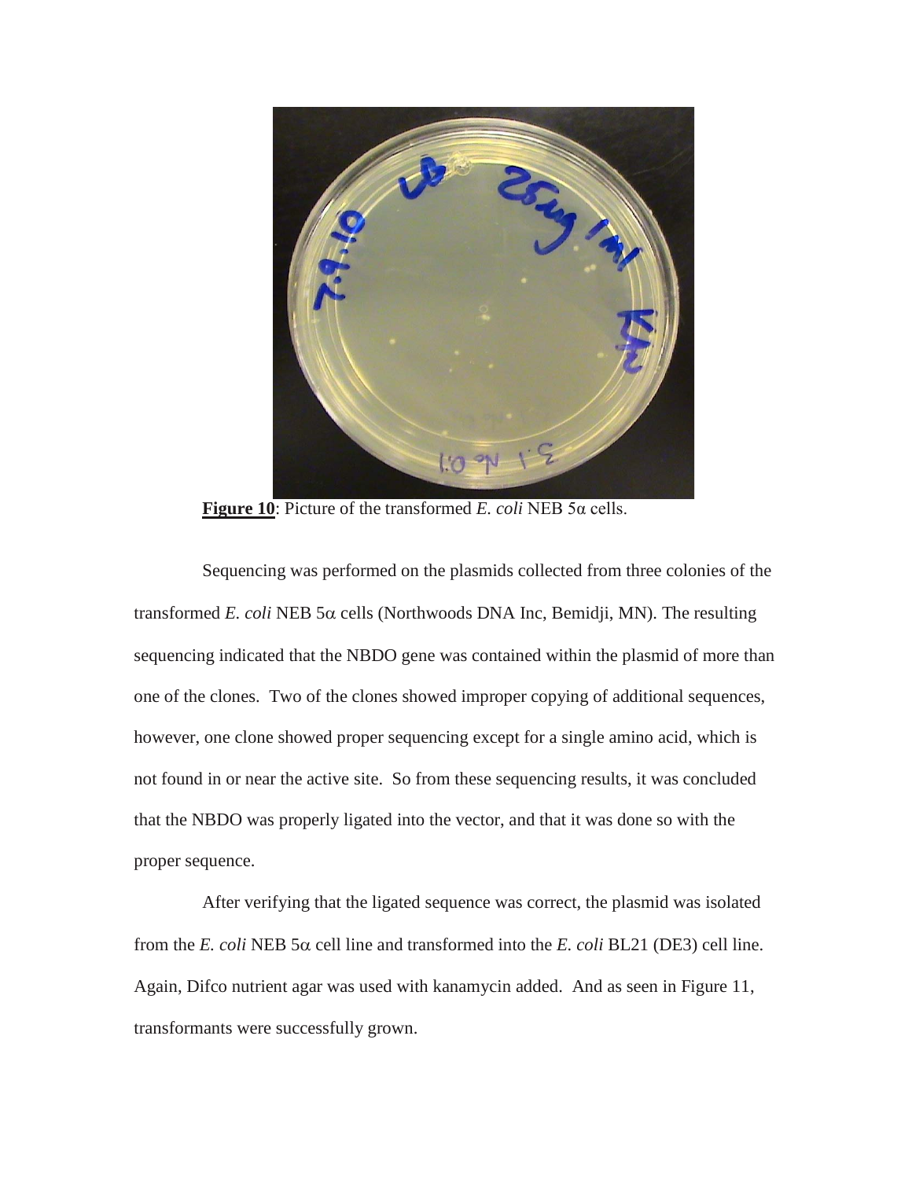**Figure 10**: Picture of the transformed *E. coli* NEB 5α cells.

Sequencing was performed on the plasmids collected from three colonies of the transformed *E. coli* NEB 5α cells (Northwoods DNA Inc, Bemidji, MN). The resulting sequencing indicated that the NBDO gene was contained within the plasmid of more than one of the clones. Two of the clones showed improper copying of additional sequences, however, one clone showed proper sequencing except for a single amino acid, which is not found in or near the active site. So from these sequencing results, it was concluded that the NBDO was properly ligated into the vector, and that it was done so with the proper sequence.

After verifying that the ligated sequence was correct, the plasmid was isolated from the *E. coli* NEB 5α cell line and transformed into the *E. coli* BL21 (DE3) cell line. Again, Difco nutrient agar was used with kanamycin added. And as seen in Figure 11, transformants were successfully grown.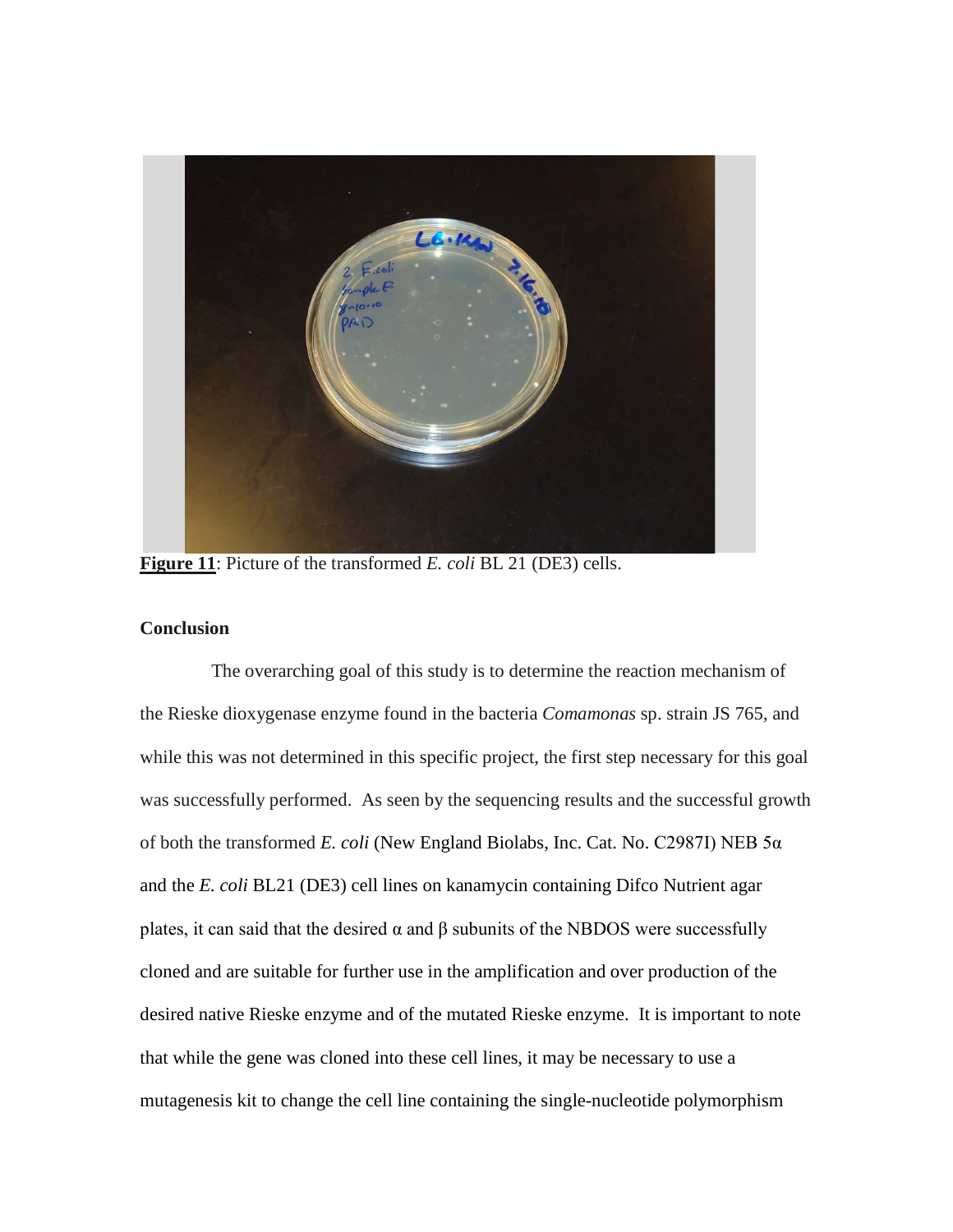**Figure 11**: Picture of the transformed *E. coli* BL 21 (DE3) cells.

**Conclusion**

The overarching goal of this study is to determine the reaction mechanism of the Rieske dioxygenase enzyme found in the bacteria *Comamonas* sp. strain JS 765, and while this was not determined in this specific project, the first step necessary for this goal was successfully performed. As seen by the sequencing results and the successful growth of both the transformed *E. coli* (New England Biolabs, Inc. Cat. No. C2987I) NEB 5α and the *E. coli* BL21 (DE3) cell lines on kanamycin containing Difco Nutrient agar plates, it can said that the desired α and β subunits of the NBDOS were successfully cloned and are suitable for further use in the amplification and over production of the desired native Rieske enzyme and of the mutated Rieske enzyme. It is important to note that while the gene was cloned into these cell lines, it may be necessary to use a mutagenesis kit to change the cell line containing the single-nucleotide polymorphism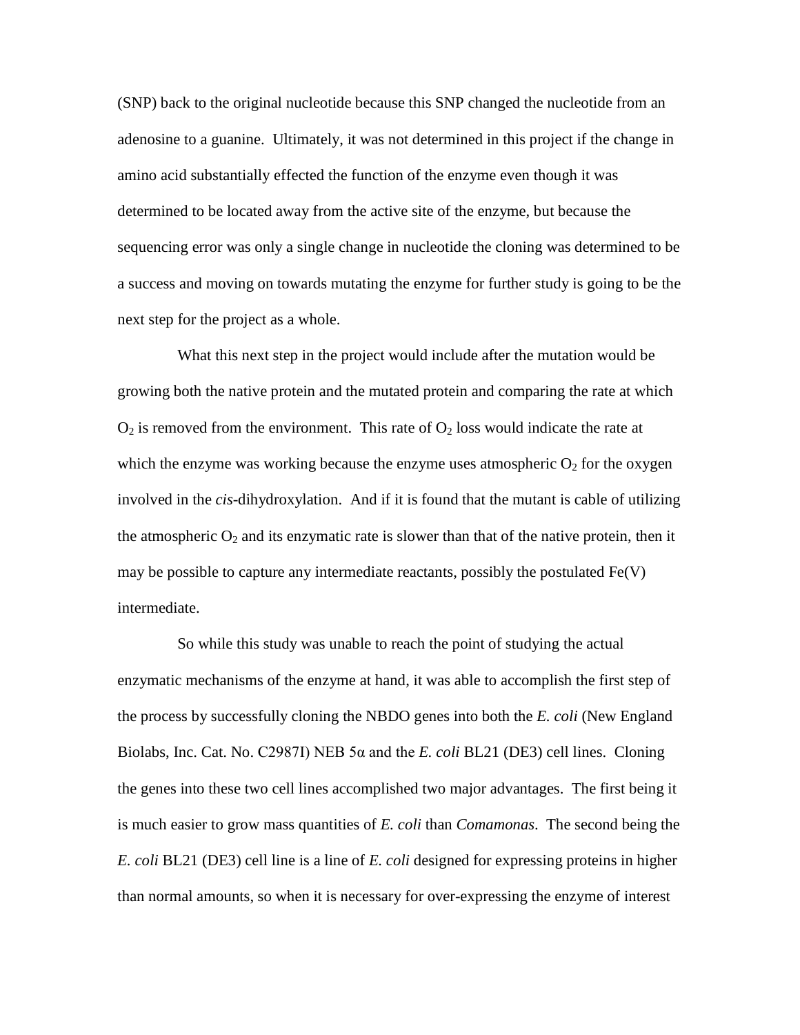(SNP) back to the original nucleotide because this SNP changed the nucleotide from an adenosine to a guanine. Ultimately, it was not determined in this project if the change in amino acid substantially effected the function of the enzyme even though it was determined to be located away from the active site of the enzyme, but because the sequencing error was only a single change in nucleotide the cloning was determined to be a success and moving on towards mutating the enzyme for further study is going to be the next step for the project as a whole.

What this next step in the project would include after the mutation would be growing both the native protein and the mutated protein and comparing the rate at which $O_2$ is removed from the environment. This rate of $O_2$ loss would indicate the rate at which the enzyme was working because the enzyme uses atmospheric $O_2$ for the oxygen involved in the *cis*-dihydroxylation. And if it is found that the mutant is cable of utilizing the atmospheric $O_2$ and its enzymatic rate is slower than that of the native protein, then it may be possible to capture any intermediate reactants, possibly the postulated Fe(V) intermediate.

So while this study was unable to reach the point of studying the actual enzymatic mechanisms of the enzyme at hand, it was able to accomplish the first step of the process by successfully cloning the NBDO genes into both the *E. coli* (New England Biolabs, Inc. Cat. No. C2987I) NEB 5α and the *E. coli* BL21 (DE3) cell lines. Cloning the genes into these two cell lines accomplished two major advantages. The first being it is much easier to grow mass quantities of *E. coli* than *Comamonas*. The second being the *E. coli* BL21 (DE3) cell line is a line of *E. coli* designed for expressing proteins in higher than normal amounts, so when it is necessary for over-expressing the enzyme of interest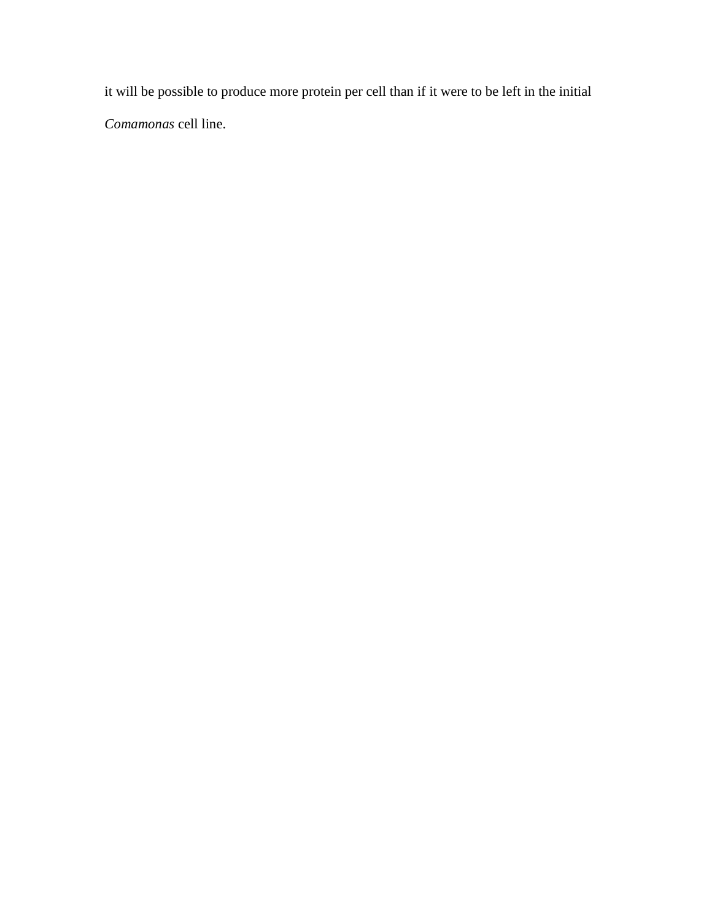it will be possible to produce more protein per cell than if it were to be left in the initial *Comamonas* cell line.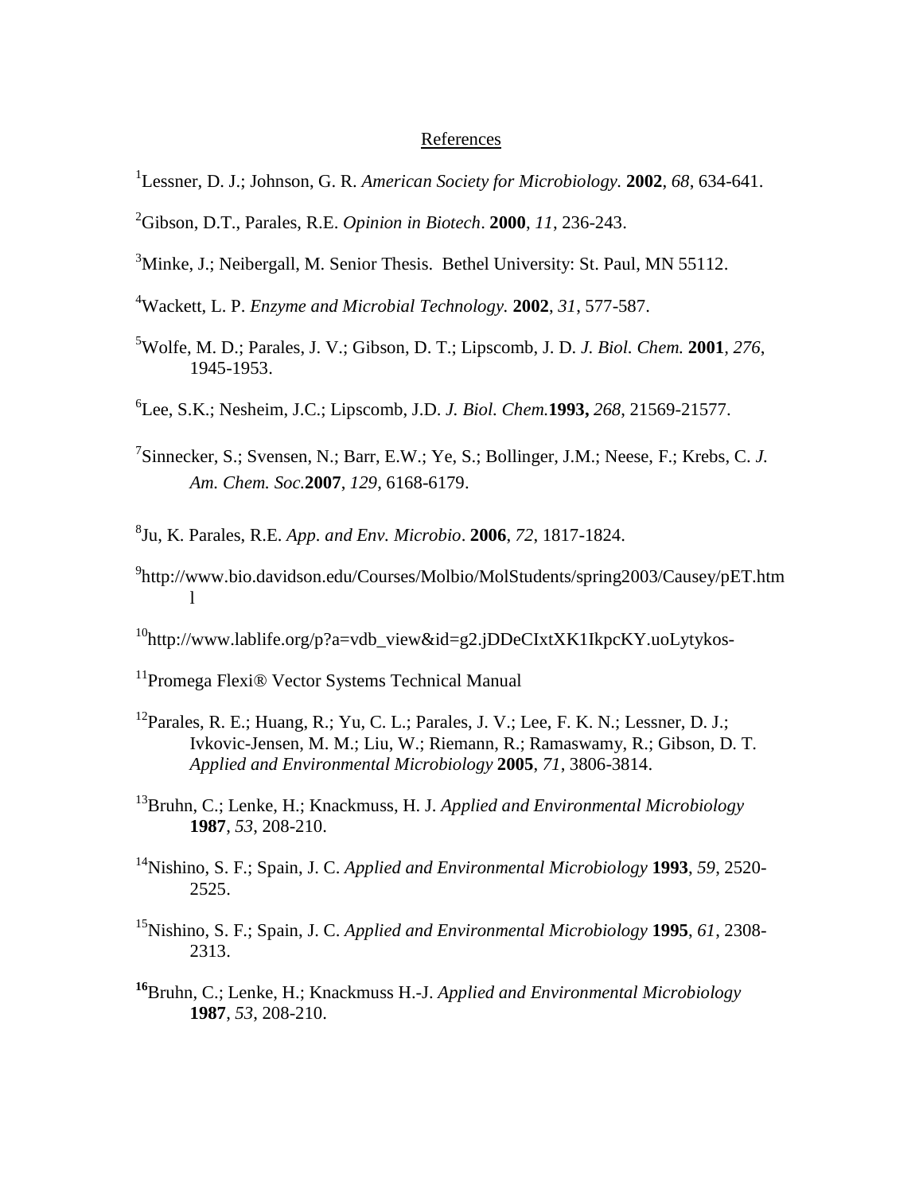# References

[1]Lessner, D. J.; Johnson, G. R. *American Society for Microbiology.* **2002**, *68*, 634-641.

[2]Gibson, D.T., Parales, R.E. *Opinion in Biotech*. **2000**, *11*, 236-243.

[3]Minke, J.; Neibergall, M. Senior Thesis. Bethel University: St. Paul, MN 55112.

[4]Wackett, L. P. *Enzyme and Microbial Technology.* **2002**, *31*, 577-587.

[5]Wolfe, M. D.; Parales, J. V.; Gibson, D. T.; Lipscomb, J. D. *J. Biol. Chem.* **2001**, *276*, 1945-1953.

[6]Lee, S.K.; Nesheim, J.C.; Lipscomb, J.D. *J. Biol. Chem.***1993,** *268*, 21569-21577.

[7]Sinnecker, S.; Svensen, N.; Barr, E.W.; Ye, S.; Bollinger, J.M.; Neese, F.; Krebs, C. *J. Am. Chem. Soc.***2007**, *129*, 6168-6179.

[8]Ju, K. Parales, R.E. *App. and Env. Microbio*. **2006**, *72*, 1817-1824.

[9]http://www.bio.davidson.edu/Courses/Molbio/MolStudents/spring2003/Causey/pET.html

[10]http://www.lablife.org/p?a=vdb_view&id=g2.jDDeCIxtXK1IkpcKY.uoLytykos-

[11]Promega Flexi® Vector Systems Technical Manual

[12]Parales, R. E.; Huang, R.; Yu, C. L.; Parales, J. V.; Lee, F. K. N.; Lessner, D. J.; Ivkovic-Jensen, M. M.; Liu, W.; Riemann, R.; Ramaswamy, R.; Gibson, D. T. *Applied and Environmental Microbiology* **2005**, *71*, 3806-3814.

[13]Bruhn, C.; Lenke, H.; Knackmuss, H. J. *Applied and Environmental Microbiology* **1987**, *53*, 208-210.

[14]Nishino, S. F.; Spain, J. C. *Applied and Environmental Microbiology* **1993**, *59*, 2520-2525.

[15]Nishino, S. F.; Spain, J. C. *Applied and Environmental Microbiology* **1995**, *61*, 2308-2313.

[16]Bruhn, C.; Lenke, H.; Knackmuss H.-J. *Applied and Environmental Microbiology* **1987**, *53*, 208-210.